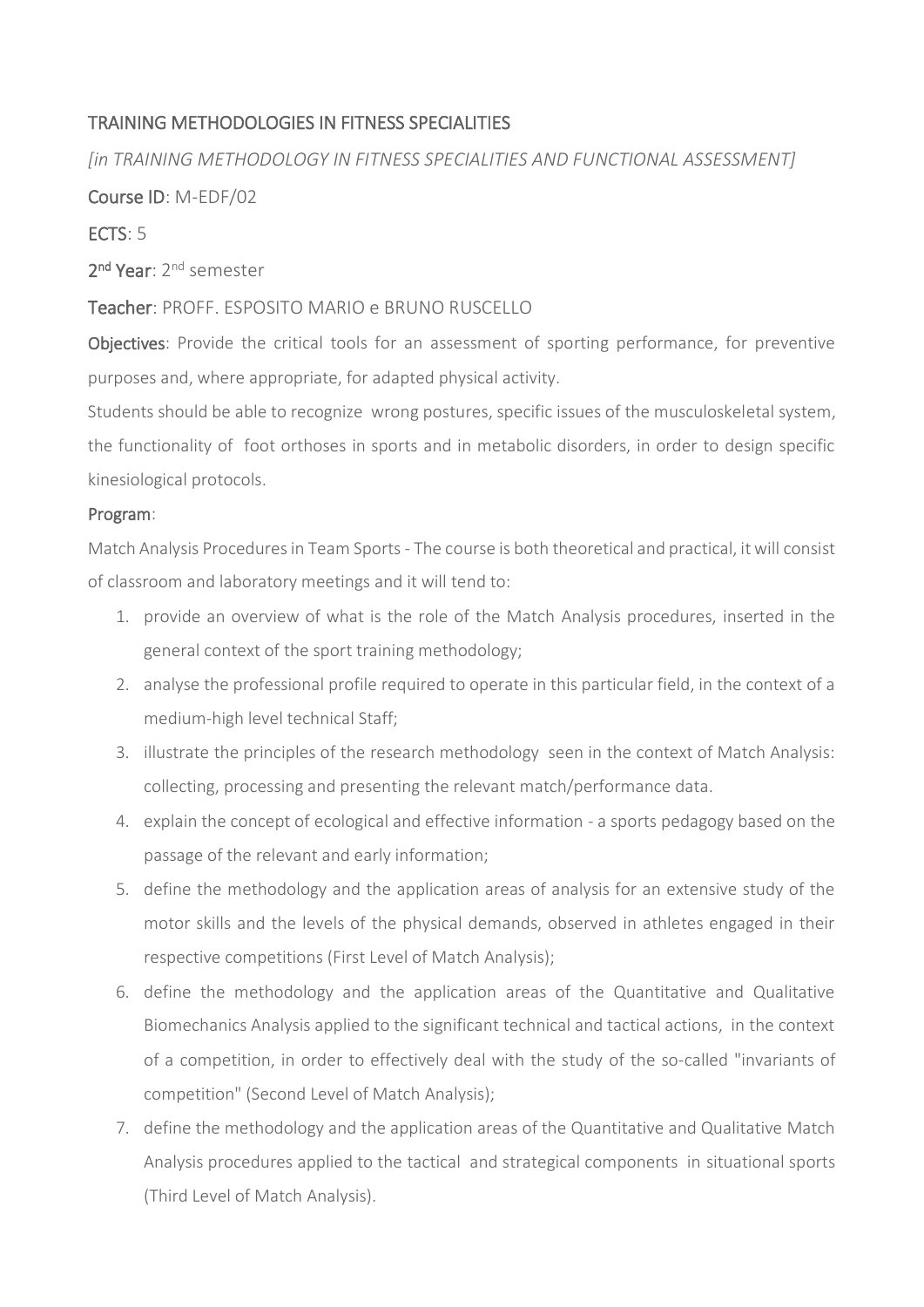# TRAINING METHODOLOGIES IN FITNESS SPECIALITIES

*[in TRAINING METHODOLOGY IN FITNESS SPECIALITIES AND FUNCTIONAL ASSESSMENT]*

**Course ID**: M-EDF/02

**ECTS**: 5

**2nd Year**: 2nd semester

**Teacher**: PROFF. ESPOSITO MARIO e BRUNO RUSCELLO

**Objectives**: Provide the critical tools for an assessment of sporting performance, for preventive purposes and, where appropriate, for adapted physical activity.

Students should be able to recognize wrong postures, specific issues of the musculoskeletal system, the functionality of foot orthoses in sports and in metabolic disorders, in order to design specific kinesiological protocols.

**Program**:

Match Analysis Procedures in Team Sports - The course is both theoretical and practical, it will consist of classroom and laboratory meetings and it will tend to:

1. provide an overview of what is the role of the Match Analysis procedures, inserted in the general context of the sport training methodology;
2. analyse the professional profile required to operate in this particular field, in the context of a medium-high level technical Staff;
3. illustrate the principles of the research methodology seen in the context of Match Analysis: collecting, processing and presenting the relevant match/performance data.
4. explain the concept of ecological and effective information - a sports pedagogy based on the passage of the relevant and early information;
5. define the methodology and the application areas of analysis for an extensive study of the motor skills and the levels of the physical demands, observed in athletes engaged in their respective competitions (First Level of Match Analysis);
6. define the methodology and the application areas of the Quantitative and Qualitative Biomechanics Analysis applied to the significant technical and tactical actions, in the context of a competition, in order to effectively deal with the study of the so-called "invariants of competition" (Second Level of Match Analysis);
7. define the methodology and the application areas of the Quantitative and Qualitative Match Analysis procedures applied to the tactical and strategical components in situational sports (Third Level of Match Analysis).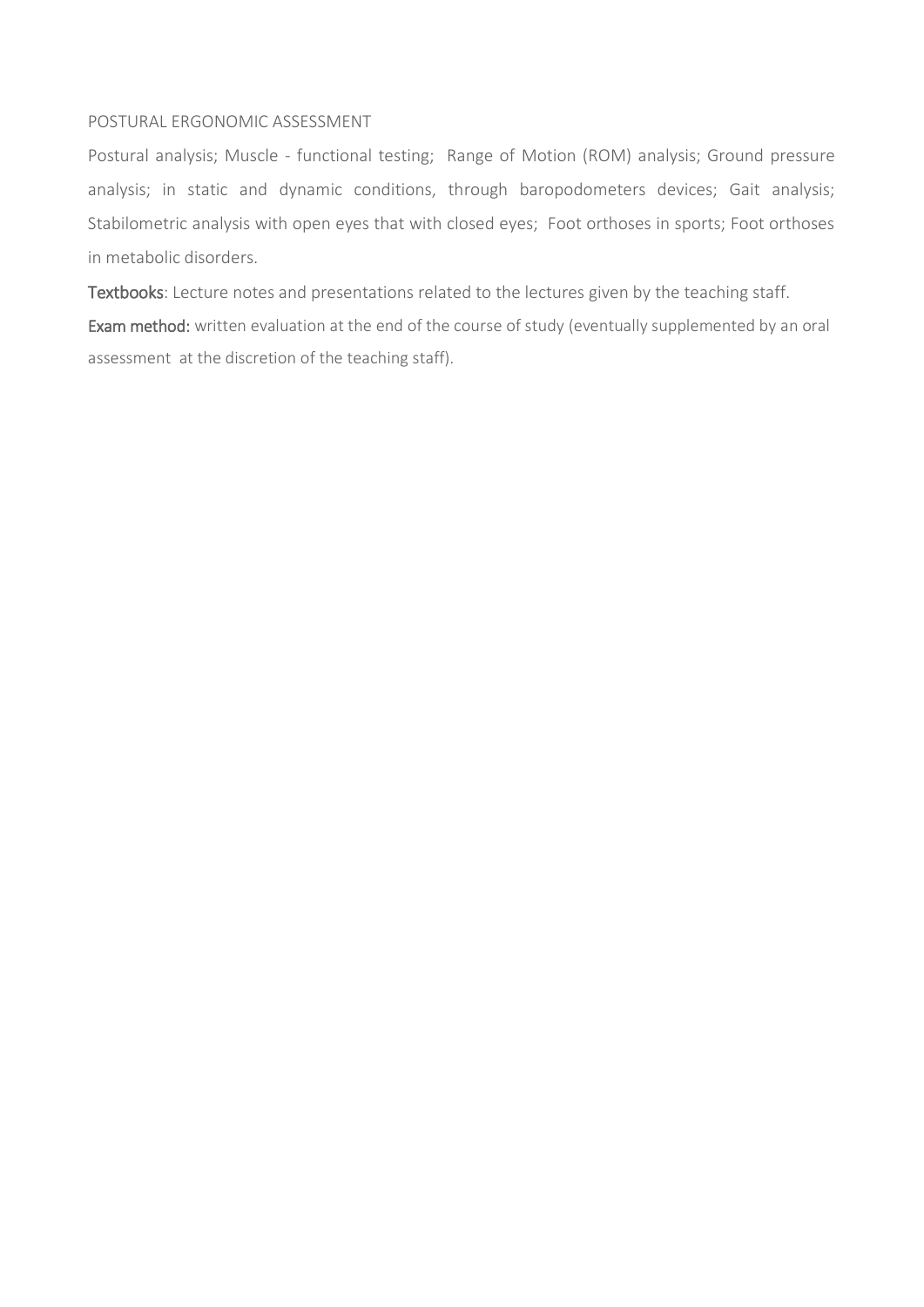## POSTURAL ERGONOMIC ASSESSMENT

Postural analysis; Muscle - functional testing; Range of Motion (ROM) analysis; Ground pressure analysis; in static and dynamic conditions, through baropodometers devices; Gait analysis; Stabilometric analysis with open eyes that with closed eyes; Foot orthoses in sports; Foot orthoses in metabolic disorders.

**Textbooks**: Lecture notes and presentations related to the lectures given by the teaching staff.

**Exam method:** written evaluation at the end of the course of study (eventually supplemented by an oral assessment at the discretion of the teaching staff).